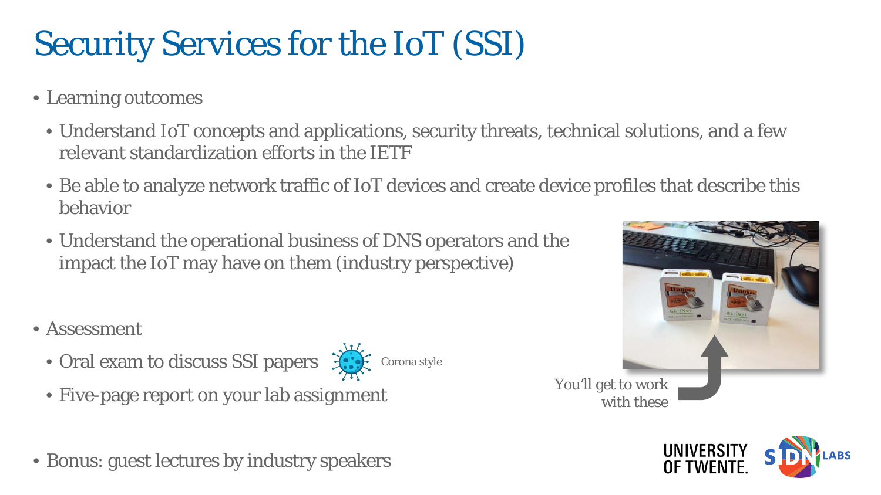# Security Services for the IoT (SSI)

- Learning outcomes
  - Understand IoT concepts and applications, security threats, technical solutions, and a few relevant standardization efforts in the IETF
  - Be able to analyze network traffic of IoT devices and create device profiles that describe this behavior
  - Understand the operational business of DNS operators and the impact the IoT may have on them (industry perspective)

- Assessment
  - Oral exam to discuss SSI papers — Corona style
  - Five-page report on your lab assignment

- Bonus: guest lectures by industry speakers

You'll get to work with these

UNIVERSITY OF TWENTE. SIDN LABS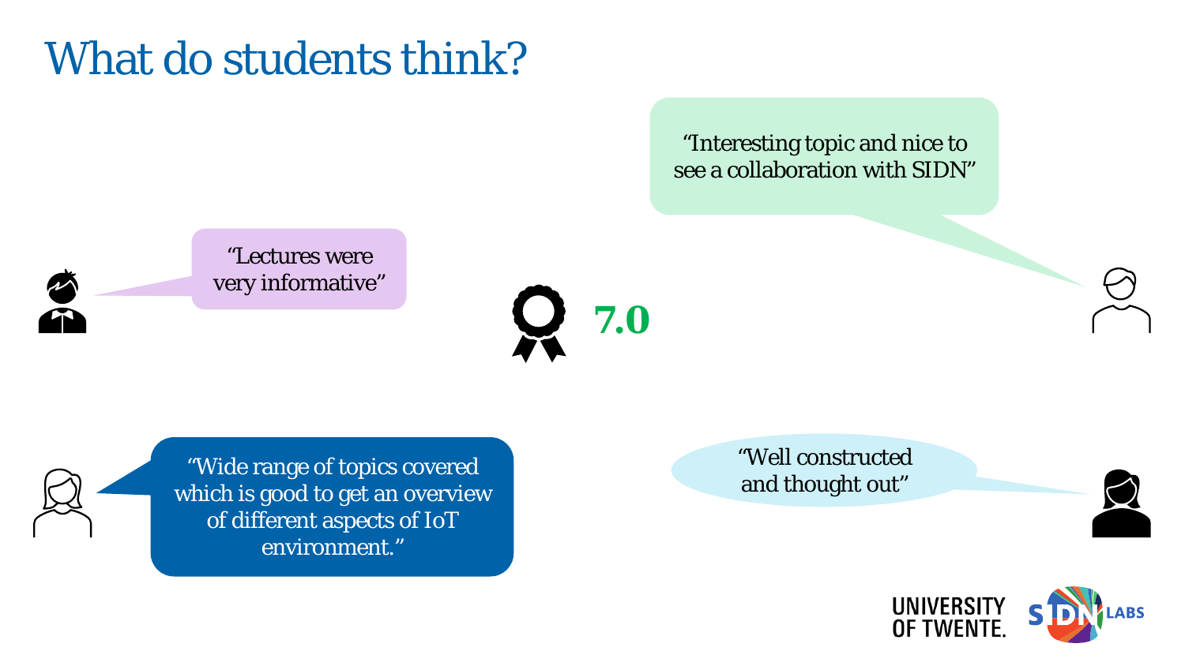# What do students think?

"Interesting topic and nice to see a collaboration with SIDN"

"Lectures were very informative"

**7.0**

"Wide range of topics covered which is good to get an overview of different aspects of IoT environment."

"Well constructed and thought out"

UNIVERSITY OF TWENTE.

SIDN LABS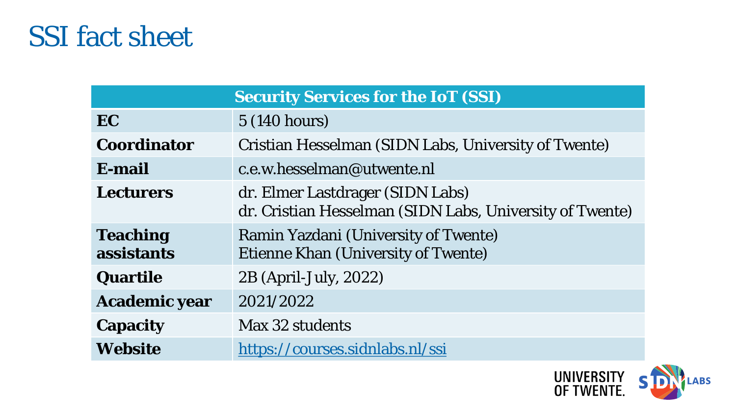# SSI fact sheet

| Security Services for the IoT (SSI) | |
|---|---|
| **EC** | 5 (140 hours) |
| **Coordinator** | Cristian Hesselman (SIDN Labs, University of Twente) |
| **E-mail** | c.e.w.hesselman@utwente.nl |
| **Lecturers** | dr. Elmer Lastdrager (SIDN Labs)<br>dr. Cristian Hesselman (SIDN Labs, University of Twente) |
| **Teaching assistants** | Ramin Yazdani (University of Twente)<br>Etienne Khan (University of Twente) |
| **Quartile** | 2B (April-July, 2022) |
| **Academic year** | 2021/2022 |
| **Capacity** | Max 32 students |
| **Website** | https://courses.sidnlabs.nl/ssi |

UNIVERSITY OF TWENTE.

SIDN LABS